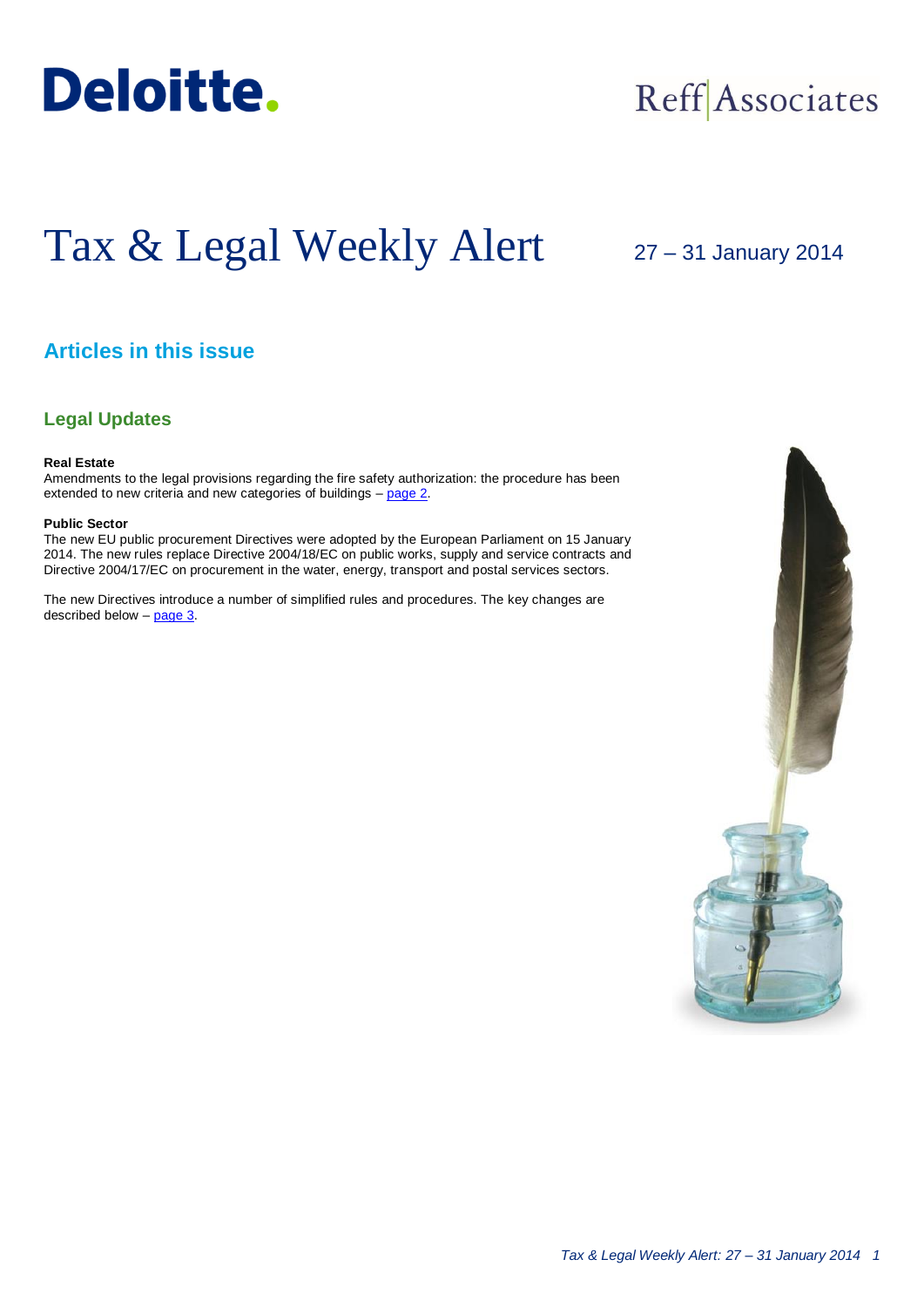Deloitte.

Reff Associates

# Tax & Legal Weekly Alert

27 – 31 January 2014

## Articles in this issue

### Legal Updates

**Real Estate**
Amendments to the legal provisions regarding the fire safety authorization: the procedure has been extended to new criteria and new categories of buildings – page 2.

**Public Sector**
The new EU public procurement Directives were adopted by the European Parliament on 15 January 2014. The new rules replace Directive 2004/18/EC on public works, supply and service contracts and Directive 2004/17/EC on procurement in the water, energy, transport and postal services sectors.

The new Directives introduce a number of simplified rules and procedures. The key changes are described below – page 3.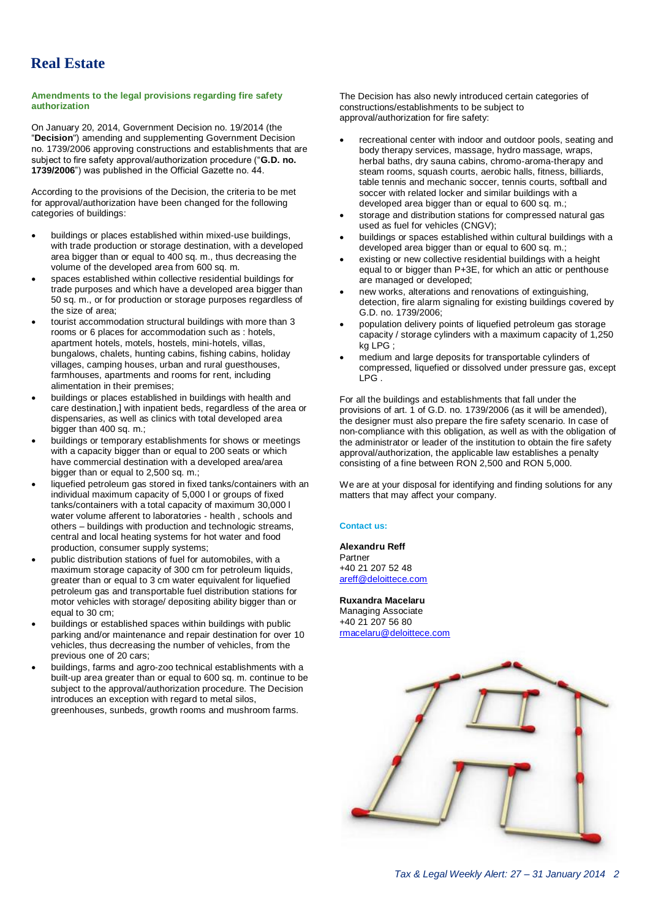# Real Estate

### Amendments to the legal provisions regarding fire safety authorization

On January 20, 2014, Government Decision no. 19/2014 (the "**Decision**") amending and supplementing Government Decision no. 1739/2006 approving constructions and establishments that are subject to fire safety approval/authorization procedure ("**G.D. no. 1739/2006**") was published in the Official Gazette no. 44.

According to the provisions of the Decision, the criteria to be met for approval/authorization have been changed for the following categories of buildings:

- buildings or places established within mixed-use buildings, with trade production or storage destination, with a developed area bigger than or equal to 400 sq. m., thus decreasing the volume of the developed area from 600 sq. m.
- spaces established within collective residential buildings for trade purposes and which have a developed area bigger than 50 sq. m., or for production or storage purposes regardless of the size of area;
- tourist accommodation structural buildings with more than 3 rooms or 6 places for accommodation such as : hotels, apartment hotels, motels, hostels, mini-hotels, villas, bungalows, chalets, hunting cabins, fishing cabins, holiday villages, camping houses, urban and rural guesthouses, farmhouses, apartments and rooms for rent, including alimentation in their premises;
- buildings or places established in buildings with health and care destination,] with inpatient beds, regardless of the area or dispensaries, as well as clinics with total developed area bigger than 400 sq. m.;
- buildings or temporary establishments for shows or meetings with a capacity bigger than or equal to 200 seats or which have commercial destination with a developed area/area bigger than or equal to 2,500 sq. m.;
- liquefied petroleum gas stored in fixed tanks/containers with an individual maximum capacity of 5,000 l or groups of fixed tanks/containers with a total capacity of maximum 30,000 l water volume afferent to laboratories - health , schools and others – buildings with production and technologic streams, central and local heating systems for hot water and food production, consumer supply systems;
- public distribution stations of fuel for automobiles, with a maximum storage capacity of 300 cm for petroleum liquids, greater than or equal to 3 cm water equivalent for liquefied petroleum gas and transportable fuel distribution stations for motor vehicles with storage/ depositing ability bigger than or equal to 30 cm;
- buildings or established spaces within buildings with public parking and/or maintenance and repair destination for over 10 vehicles, thus decreasing the number of vehicles, from the previous one of 20 cars;
- buildings, farms and agro-zoo technical establishments with a built-up area greater than or equal to 600 sq. m. continue to be subject to the approval/authorization procedure. The Decision introduces an exception with regard to metal silos, greenhouses, sunbeds, growth rooms and mushroom farms.

The Decision has also newly introduced certain categories of constructions/establishments to be subject to approval/authorization for fire safety:

- recreational center with indoor and outdoor pools, seating and body therapy services, massage, hydro massage, wraps, herbal baths, dry sauna cabins, chromo-aroma-therapy and steam rooms, squash courts, aerobic halls, fitness, billiards, table tennis and mechanic soccer, tennis courts, softball and soccer with related locker and similar buildings with a developed area bigger than or equal to 600 sq. m.;
- storage and distribution stations for compressed natural gas used as fuel for vehicles (CNGV);
- buildings or spaces established within cultural buildings with a developed area bigger than or equal to 600 sq. m.;
- existing or new collective residential buildings with a height equal to or bigger than P+3E, for which an attic or penthouse are managed or developed;
- new works, alterations and renovations of extinguishing, detection, fire alarm signaling for existing buildings covered by G.D. no. 1739/2006;
- population delivery points of liquefied petroleum gas storage capacity / storage cylinders with a maximum capacity of 1,250 kg LPG ;
- medium and large deposits for transportable cylinders of compressed, liquefied or dissolved under pressure gas, except LPG .

For all the buildings and establishments that fall under the provisions of art. 1 of G.D. no. 1739/2006 (as it will be amended), the designer must also prepare the fire safety scenario. In case of non-compliance with this obligation, as well as with the obligation of the administrator or leader of the institution to obtain the fire safety approval/authorization, the applicable law establishes a penalty consisting of a fine between RON 2,500 and RON 5,000.

We are at your disposal for identifying and finding solutions for any matters that may affect your company.

**Contact us:**

**Alexandru Reff**
Partner
+40 21 207 52 48
areff@deloittece.com

**Ruxandra Macelaru**
Managing Associate
+40 21 207 56 80
rmacelaru@deloittece.com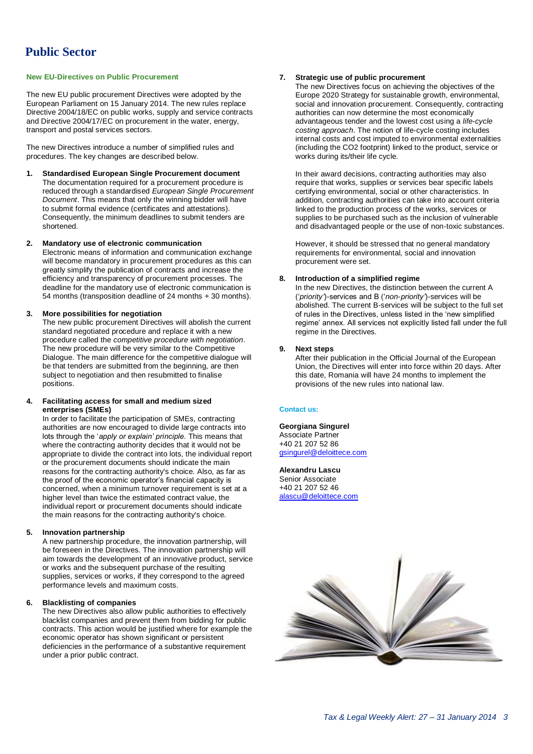# Public Sector

## New EU-Directives on Public Procurement

The new EU public procurement Directives were adopted by the European Parliament on 15 January 2014. The new rules replace Directive 2004/18/EC on public works, supply and service contracts and Directive 2004/17/EC on procurement in the water, energy, transport and postal services sectors.

The new Directives introduce a number of simplified rules and procedures. The key changes are described below.

1. **Standardised European Single Procurement document**
   The documentation required for a procurement procedure is reduced through a standardised *European Single Procurement Document*. This means that only the winning bidder will have to submit formal evidence (certificates and attestations). Consequently, the minimum deadlines to submit tenders are shortened.

2. **Mandatory use of electronic communication**
   Electronic means of information and communication exchange will become mandatory in procurement procedures as this can greatly simplify the publication of contracts and increase the efficiency and transparency of procurement processes. The deadline for the mandatory use of electronic communication is 54 months (transposition deadline of 24 months + 30 months).

3. **More possibilities for negotiation**
   The new public procurement Directives will abolish the current standard negotiated procedure and replace it with a new procedure called the *competitive procedure with negotiation*. The new procedure will be very similar to the Competitive Dialogue. The main difference for the competitive dialogue will be that tenders are submitted from the beginning, are then subject to negotiation and then resubmitted to finalise positions.

4. **Facilitating access for small and medium sized enterprises (SMEs)**
   In order to facilitate the participation of SMEs, contracting authorities are now encouraged to divide large contracts into lots through the '*apply or explain' principle*. This means that where the contracting authority decides that it would not be appropriate to divide the contract into lots, the individual report or the procurement documents should indicate the main reasons for the contracting authority's choice. Also, as far as the proof of the economic operator's financial capacity is concerned, when a minimum turnover requirement is set at a higher level than twice the estimated contract value, the individual report or procurement documents should indicate the main reasons for the contracting authority's choice.

5. **Innovation partnership**
   A new partnership procedure, the innovation partnership, will be foreseen in the Directives. The innovation partnership will aim towards the development of an innovative product, service or works and the subsequent purchase of the resulting supplies, services or works, if they correspond to the agreed performance levels and maximum costs.

6. **Blacklisting of companies**
   The new Directives also allow public authorities to effectively blacklist companies and prevent them from bidding for public contracts. This action would be justified where for example the economic operator has shown significant or persistent deficiencies in the performance of a substantive requirement under a prior public contract.

7. **Strategic use of public procurement**
   The new Directives focus on achieving the objectives of the Europe 2020 Strategy for sustainable growth, environmental, social and innovation procurement. Consequently, contracting authorities can now determine the most economically advantageous tender and the lowest cost using a *life-cycle costing approach*. The notion of life-cycle costing includes internal costs and cost imputed to environmental externalities (including the CO2 footprint) linked to the product, service or works during its/their life cycle.

   In their award decisions, contracting authorities may also require that works, supplies or services bear specific labels certifying environmental, social or other characteristics. In addition, contracting authorities can take into account criteria linked to the production process of the works, services or supplies to be purchased such as the inclusion of vulnerable and disadvantaged people or the use of non-toxic substances.

   However, it should be stressed that no general mandatory requirements for environmental, social and innovation procurement were set.

8. **Introduction of a simplified regime**
   In the new Directives, the distinction between the current A ('*priority*')-services and B ('*non-priority*')-services will be abolished. The current B-services will be subject to the full set of rules in the Directives, unless listed in the 'new simplified regime' annex. All services not explicitly listed fall under the full regime in the Directives.

9. **Next steps**
   After their publication in the Official Journal of the European Union, the Directives will enter into force within 20 days. After this date, Romania will have 24 months to implement the provisions of the new rules into national law.

**Contact us:**

**Georgiana Singurel**
Associate Partner
+40 21 207 52 86
gsingurel@deloittece.com

**Alexandru Lascu**
Senior Associate
+40 21 207 52 46
alascu@deloittece.com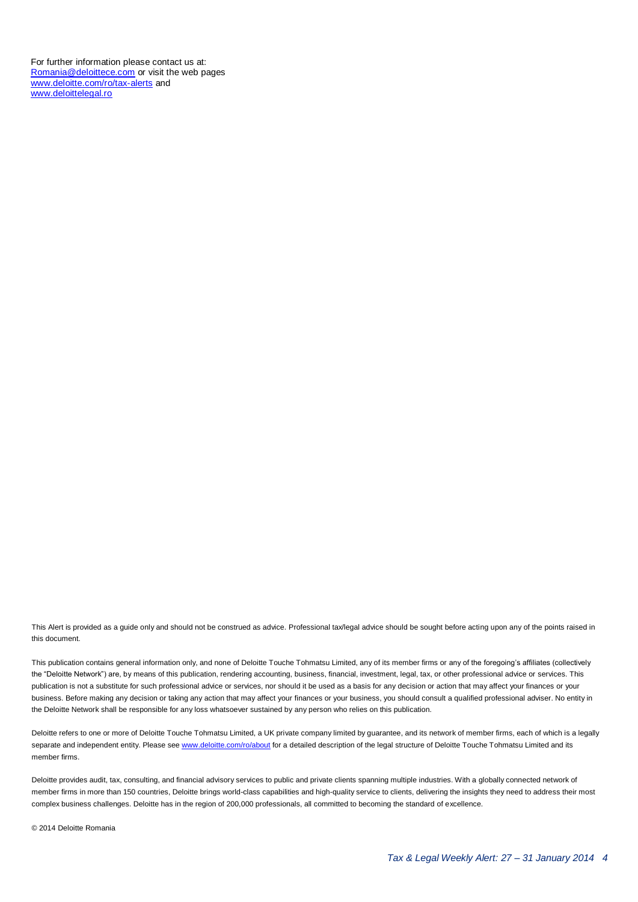For further information please contact us at:
Romania@deloittece.com or visit the web pages
www.deloitte.com/ro/tax-alerts and
www.deloittelegal.ro

This Alert is provided as a guide only and should not be construed as advice. Professional tax/legal advice should be sought before acting upon any of the points raised in this document.

This publication contains general information only, and none of Deloitte Touche Tohmatsu Limited, any of its member firms or any of the foregoing's affiliates (collectively the "Deloitte Network") are, by means of this publication, rendering accounting, business, financial, investment, legal, tax, or other professional advice or services. This publication is not a substitute for such professional advice or services, nor should it be used as a basis for any decision or action that may affect your finances or your business. Before making any decision or taking any action that may affect your finances or your business, you should consult a qualified professional adviser. No entity in the Deloitte Network shall be responsible for any loss whatsoever sustained by any person who relies on this publication.

Deloitte refers to one or more of Deloitte Touche Tohmatsu Limited, a UK private company limited by guarantee, and its network of member firms, each of which is a legally separate and independent entity. Please see www.deloitte.com/ro/about for a detailed description of the legal structure of Deloitte Touche Tohmatsu Limited and its member firms.

Deloitte provides audit, tax, consulting, and financial advisory services to public and private clients spanning multiple industries. With a globally connected network of member firms in more than 150 countries, Deloitte brings world-class capabilities and high-quality service to clients, delivering the insights they need to address their most complex business challenges. Deloitte has in the region of 200,000 professionals, all committed to becoming the standard of excellence.

© 2014 Deloitte Romania